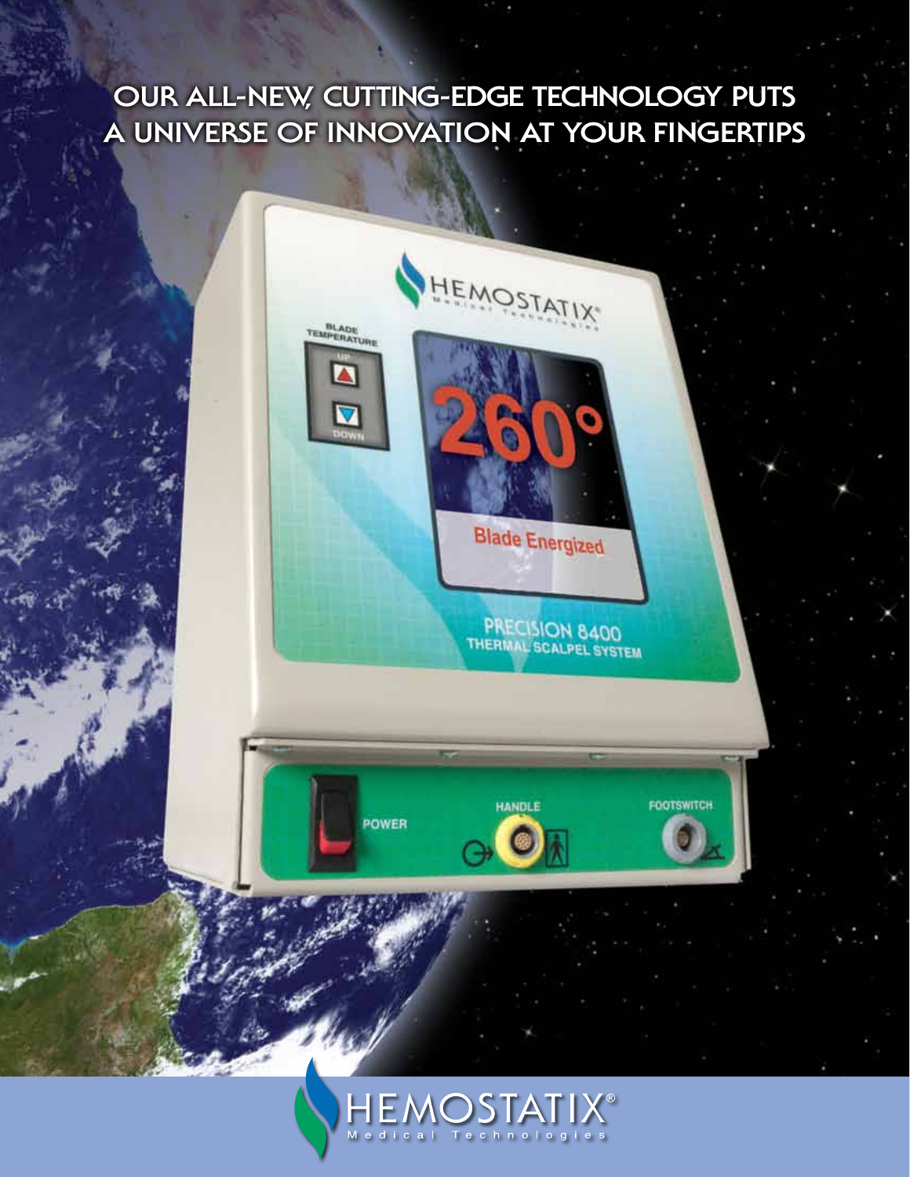# OUR ALL-NEW, CUTTING-EDGE TECHNOLOGY PUTS A UNIVERSE OF INNOVATION AT YOUR FINGERTIPS

HEMOSTATIX®

Medical Technologies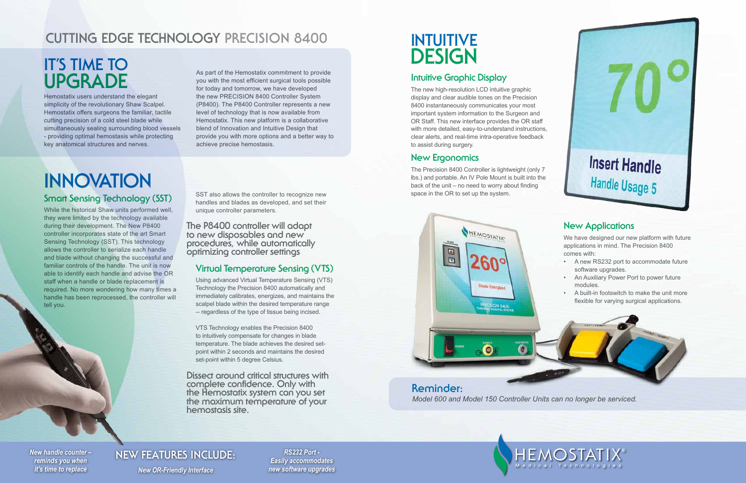# CUTTING EDGE TECHNOLOGY PRECISION 8400

## IT'S TIME TO UPGRADE

Hemostatix users understand the elegant simplicity of the revolutionary Shaw Scalpel. Hemostatix offers surgeons the familiar, tactile cutting precision of a cold steel blade while simultaneously sealing surrounding blood vessels - providing optimal hemostasis while protecting key anatomical structures and nerves.

As part of the Hemostatix commitment to provide you with the most efficient surgical tools possible for today and tomorrow, we have developed the new PRECISION 8400 Controller System (P8400). The P8400 Controller represents a new level of technology that is now available from Hemostatix. This new platform is a collaborative blend of Innovation and Intuitive Design that provide you with more options and a better way to achieve precise hemostasis.

## INNOVATION

### Smart Sensing Technology (SST)

While the historical Shaw units performed well, they were limited by the technology available during their development. The New P8400 controller incorporates state of the art Smart Sensing Technology (SST). This technology allows the controller to serialize each handle and blade without changing the successful and familiar controls of the handle. The unit is now able to identify each handle and advise the OR staff when a handle or blade replacement is required. No more wondering how many times a handle has been reprocessed, the controller will tell you.

SST also allows the controller to recognize new handles and blades as developed, and set their unique controller parameters.

**The P8400 controller will adapt to new disposables and new procedures, while automatically optimizing controller settings**

### Virtual Temperature Sensing (VTS)

Using advanced Virtual Temperature Sensing (VTS) Technology the Precision 8400 automatically and immediately calibrates, energizes, and maintains the scalpel blade within the desired temperature range -- regardless of the type of tissue being incised.

VTS Technology enables the Precision 8400 to intuitively compensate for changes in blade temperature. The blade achieves the desired set-point within 2 seconds and maintains the desired set-point within 5 degree Celsius.

**Dissect around critical structures with complete confidence. Only with the Hemostatix system can you set the maximum temperature of your hemostasis site.**

## INTUITIVE DESIGN

### Intuitive Graphic Display

The new high-resolution LCD intuitive graphic display and clear audible tones on the Precision 8400 instantaneously communicates your most important system information to the Surgeon and OR Staff. This new interface provides the OR staff with more detailed, easy-to-understand instructions, clear alerts, and real-time intra-operative feedback to assist during surgery.

### New Ergonomics

The Precision 8400 Controller is lightweight (only 7 lbs.) and portable. An IV Pole Mount is built into the back of the unit – no need to worry about finding space in the OR to set up the system.

70°

Insert Handle

Handle Usage 5

### New Applications

We have designed our new platform with future applications in mind. The Precision 8400 comes with:

- A new RS232 port to accommodate future software upgrades.
- An Auxiliary Power Port to power future modules.
- A built-in footswitch to make the unit more flexible for varying surgical applications.

### Reminder:

*Model 600 and Model 150 Controller Units can no longer be serviced.*

## NEW FEATURES INCLUDE:

*New handle counter – reminds you when it's time to replace*

*New OR-Friendly Interface*

*RS232 Port - Easily accommodates new software upgrades*

HEMOSTATIX® Medical Technologies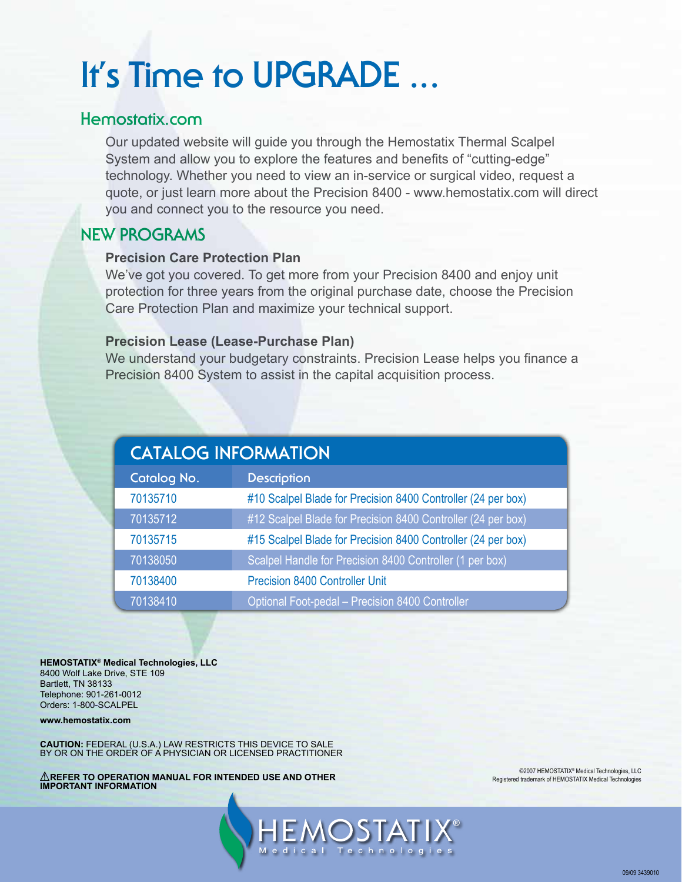# It's Time to UPGRADE ...

## Hemostatix.com

Our updated website will guide you through the Hemostatix Thermal Scalpel System and allow you to explore the features and benefits of "cutting-edge" technology. Whether you need to view an in-service or surgical video, request a quote, or just learn more about the Precision 8400 - www.hemostatix.com will direct you and connect you to the resource you need.

## NEW PROGRAMS

**Precision Care Protection Plan**

We've got you covered. To get more from your Precision 8400 and enjoy unit protection for three years from the original purchase date, choose the Precision Care Protection Plan and maximize your technical support.

**Precision Lease (Lease-Purchase Plan)**

We understand your budgetary constraints. Precision Lease helps you finance a Precision 8400 System to assist in the capital acquisition process.

## CATALOG INFORMATION

| Catalog No. | Description |
|---|---|
| 70135710 | #10 Scalpel Blade for Precision 8400 Controller (24 per box) |
| 70135712 | #12 Scalpel Blade for Precision 8400 Controller (24 per box) |
| 70135715 | #15 Scalpel Blade for Precision 8400 Controller (24 per box) |
| 70138050 | Scalpel Handle for Precision 8400 Controller (1 per box) |
| 70138400 | Precision 8400 Controller Unit |
| 70138410 | Optional Foot-pedal – Precision 8400 Controller |

**HEMOSTATIX® Medical Technologies, LLC**
8400 Wolf Lake Drive, STE 109
Bartlett, TN 38133
Telephone: 901-261-0012
Orders: 1-800-SCALPEL

**www.hemostatix.com**

**CAUTION:** FEDERAL (U.S.A.) LAW RESTRICTS THIS DEVICE TO SALE BY OR ON THE ORDER OF A PHYSICIAN OR LICENSED PRACTITIONER

**⚠REFER TO OPERATION MANUAL FOR INTENDED USE AND OTHER IMPORTANT INFORMATION**

©2007 HEMOSTATIX® Medical Technologies, LLC
Registered trademark of HEMOSTATIX Medical Technologies

HEMOSTATIX® Medical Technologies

09/09 3439010